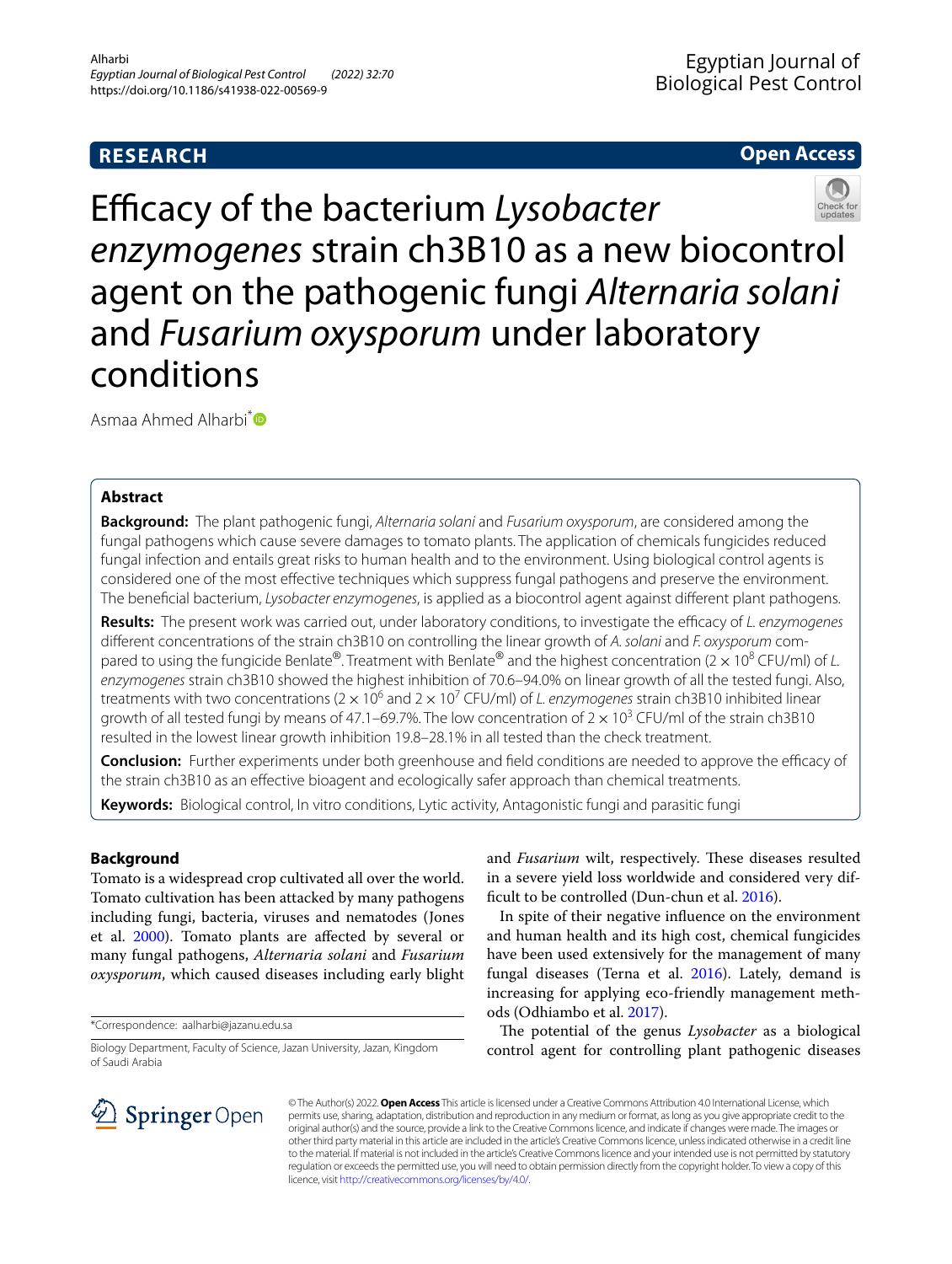RESEARCH

Open Access

# Efficacy of the bacterium *Lysobacter enzymogenes* strain ch3B10 as a new biocontrol agent on the pathogenic fungi *Alternaria solani* and *Fusarium oxysporum* under laboratory conditions

Asmaa Ahmed Alharbi*

## Abstract

**Background:** The plant pathogenic fungi, *Alternaria solani* and *Fusarium oxysporum*, are considered among the fungal pathogens which cause severe damages to tomato plants. The application of chemicals fungicides reduced fungal infection and entails great risks to human health and to the environment. Using biological control agents is considered one of the most effective techniques which suppress fungal pathogens and preserve the environment. The beneficial bacterium, *Lysobacter enzymogenes*, is applied as a biocontrol agent against different plant pathogens.

**Results:** The present work was carried out, under laboratory conditions, to investigate the efficacy of *L. enzymogenes* different concentrations of the strain ch3B10 on controlling the linear growth of *A. solani* and *F. oxysporum* compared to using the fungicide Benlate®. Treatment with Benlate® and the highest concentration ($2 \times 10^8$ CFU/ml) of *L. enzymogenes* strain ch3B10 showed the highest inhibition of 70.6–94.0% on linear growth of all the tested fungi. Also, treatments with two concentrations ($2 \times 10^6$ and $2 \times 10^7$ CFU/ml) of *L. enzymogenes* strain ch3B10 inhibited linear growth of all tested fungi by means of 47.1–69.7%. The low concentration of $2 \times 10^3$ CFU/ml of the strain ch3B10 resulted in the lowest linear growth inhibition 19.8–28.1% in all tested than the check treatment.

**Conclusion:** Further experiments under both greenhouse and field conditions are needed to approve the efficacy of the strain ch3B10 as an effective bioagent and ecologically safer approach than chemical treatments.

**Keywords:** Biological control, In vitro conditions, Lytic activity, Antagonistic fungi and parasitic fungi

## Background

Tomato is a widespread crop cultivated all over the world. Tomato cultivation has been attacked by many pathogens including fungi, bacteria, viruses and nematodes (Jones et al. 2000). Tomato plants are affected by several or many fungal pathogens, *Alternaria solani* and *Fusarium oxysporum*, which caused diseases including early blight and *Fusarium* wilt, respectively. These diseases resulted in a severe yield loss worldwide and considered very difficult to be controlled (Dun-chun et al. 2016).

In spite of their negative influence on the environment and human health and its high cost, chemical fungicides have been used extensively for the management of many fungal diseases (Terna et al. 2016). Lately, demand is increasing for applying eco-friendly management methods (Odhiambo et al. 2017).

The potential of the genus *Lysobacter* as a biological control agent for controlling plant pathogenic diseases

*Correspondence: aalharbi@jazanu.edu.sa

Biology Department, Faculty of Science, Jazan University, Jazan, Kingdom of Saudi Arabia

© The Author(s) 2022. **Open Access** This article is licensed under a Creative Commons Attribution 4.0 International License, which permits use, sharing, adaptation, distribution and reproduction in any medium or format, as long as you give appropriate credit to the original author(s) and the source, provide a link to the Creative Commons licence, and indicate if changes were made. The images or other third party material in this article are included in the article's Creative Commons licence, unless indicated otherwise in a credit line to the material. If material is not included in the article's Creative Commons licence and your intended use is not permitted by statutory regulation or exceeds the permitted use, you will need to obtain permission directly from the copyright holder. To view a copy of this licence, visit http://creativecommons.org/licenses/by/4.0/.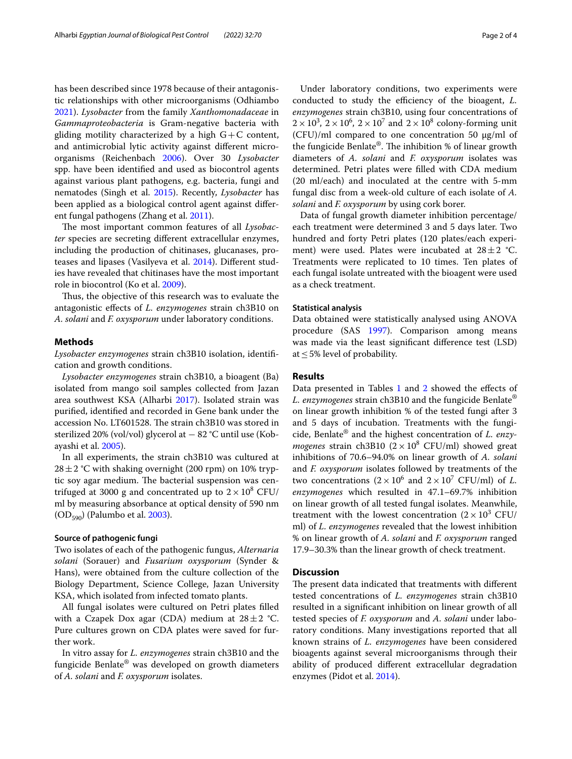has been described since 1978 because of their antagonistic relationships with other microorganisms (Odhiambo 2021). *Lysobacter* from the family *Xanthomonadaceae* in *Gammaproteobacteria* is Gram-negative bacteria with gliding motility characterized by a high G+C content, and antimicrobial lytic activity against different microorganisms (Reichenbach 2006). Over 30 *Lysobacter* spp. have been identified and used as biocontrol agents against various plant pathogens, e.g. bacteria, fungi and nematodes (Singh et al. 2015). Recently, *Lysobacter* has been applied as a biological control agent against different fungal pathogens (Zhang et al. 2011).

The most important common features of all *Lysobacter* species are secreting different extracellular enzymes, including the production of chitinases, glucanases, proteases and lipases (Vasilyeva et al. 2014). Different studies have revealed that chitinases have the most important role in biocontrol (Ko et al. 2009).

Thus, the objective of this research was to evaluate the antagonistic effects of *L. enzymogenes* strain ch3B10 on *A. solani* and *F. oxysporum* under laboratory conditions.

## Methods

*Lysobacter enzymogenes* strain ch3B10 isolation, identification and growth conditions.

*Lysobacter enzymogenes* strain ch3B10, a bioagent (Ba) isolated from mango soil samples collected from Jazan area southwest KSA (Alharbi 2017). Isolated strain was purified, identified and recorded in Gene bank under the accession No. LT601528. The strain ch3B10 was stored in sterilized 20% (vol/vol) glycerol at − 82 °C until use (Kobayashi et al. 2005).

In all experiments, the strain ch3B10 was cultured at 28 ± 2 °C with shaking overnight (200 rpm) on 10% tryptic soy agar medium. The bacterial suspension was centrifuged at 3000 g and concentrated up to $2 \times 10^8$ CFU/ml by measuring absorbance at optical density of 590 nm ($OD_{590}$) (Palumbo et al. 2003).

### Source of pathogenic fungi

Two isolates of each of the pathogenic fungus, *Alternaria solani* (Sorauer) and *Fusarium oxysporum* (Synder & Hans), were obtained from the culture collection of the Biology Department, Science College, Jazan University KSA, which isolated from infected tomato plants.

All fungal isolates were cultured on Petri plates filled with a Czapek Dox agar (CDA) medium at 28 ± 2 °C. Pure cultures grown on CDA plates were saved for further work.

In vitro assay for *L. enzymogenes* strain ch3B10 and the fungicide Benlate® was developed on growth diameters of *A. solani* and *F. oxysporum* isolates.

Under laboratory conditions, two experiments were conducted to study the efficiency of the bioagent, *L. enzymogenes* strain ch3B10, using four concentrations of $2 \times 10^3$, $2 \times 10^6$, $2 \times 10^7$ and $2 \times 10^8$ colony-forming unit (CFU)/ml compared to one concentration 50 µg/ml of the fungicide Benlate®. The inhibition % of linear growth diameters of *A. solani* and *F. oxysporum* isolates was determined. Petri plates were filled with CDA medium (20 ml/each) and inoculated at the centre with 5-mm fungal disc from a week-old culture of each isolate of *A. solani* and *F. oxysporum* by using cork borer.

Data of fungal growth diameter inhibition percentage/each treatment were determined 3 and 5 days later. Two hundred and forty Petri plates (120 plates/each experiment) were used. Plates were incubated at 28 ± 2 °C. Treatments were replicated to 10 times. Ten plates of each fungal isolate untreated with the bioagent were used as a check treatment.

### Statistical analysis

Data obtained were statistically analysed using ANOVA procedure (SAS 1997). Comparison among means was made via the least significant difference test (LSD) at ≤ 5% level of probability.

## Results

Data presented in Tables 1 and 2 showed the effects of *L. enzymogenes* strain ch3B10 and the fungicide Benlate® on linear growth inhibition % of the tested fungi after 3 and 5 days of incubation. Treatments with the fungicide, Benlate® and the highest concentration of *L. enzymogenes* strain ch3B10 ($2 \times 10^8$ CFU/ml) showed great inhibitions of 70.6–94.0% on linear growth of *A. solani* and *F. oxysporum* isolates followed by treatments of the two concentrations ($2 \times 10^6$ and $2 \times 10^7$ CFU/ml) of *L. enzymogenes* which resulted in 47.1–69.7% inhibition on linear growth of all tested fungal isolates. Meanwhile, treatment with the lowest concentration ($2 \times 10^3$ CFU/ml) of *L. enzymogenes* revealed that the lowest inhibition % on linear growth of *A. solani* and *F. oxysporum* ranged 17.9–30.3% than the linear growth of check treatment.

## Discussion

The present data indicated that treatments with different tested concentrations of *L. enzymogenes* strain ch3B10 resulted in a significant inhibition on linear growth of all tested species of *F. oxysporum* and *A. solani* under laboratory conditions. Many investigations reported that all known strains of *L. enzymogenes* have been considered bioagents against several microorganisms through their ability of produced different extracellular degradation enzymes (Pidot et al. 2014).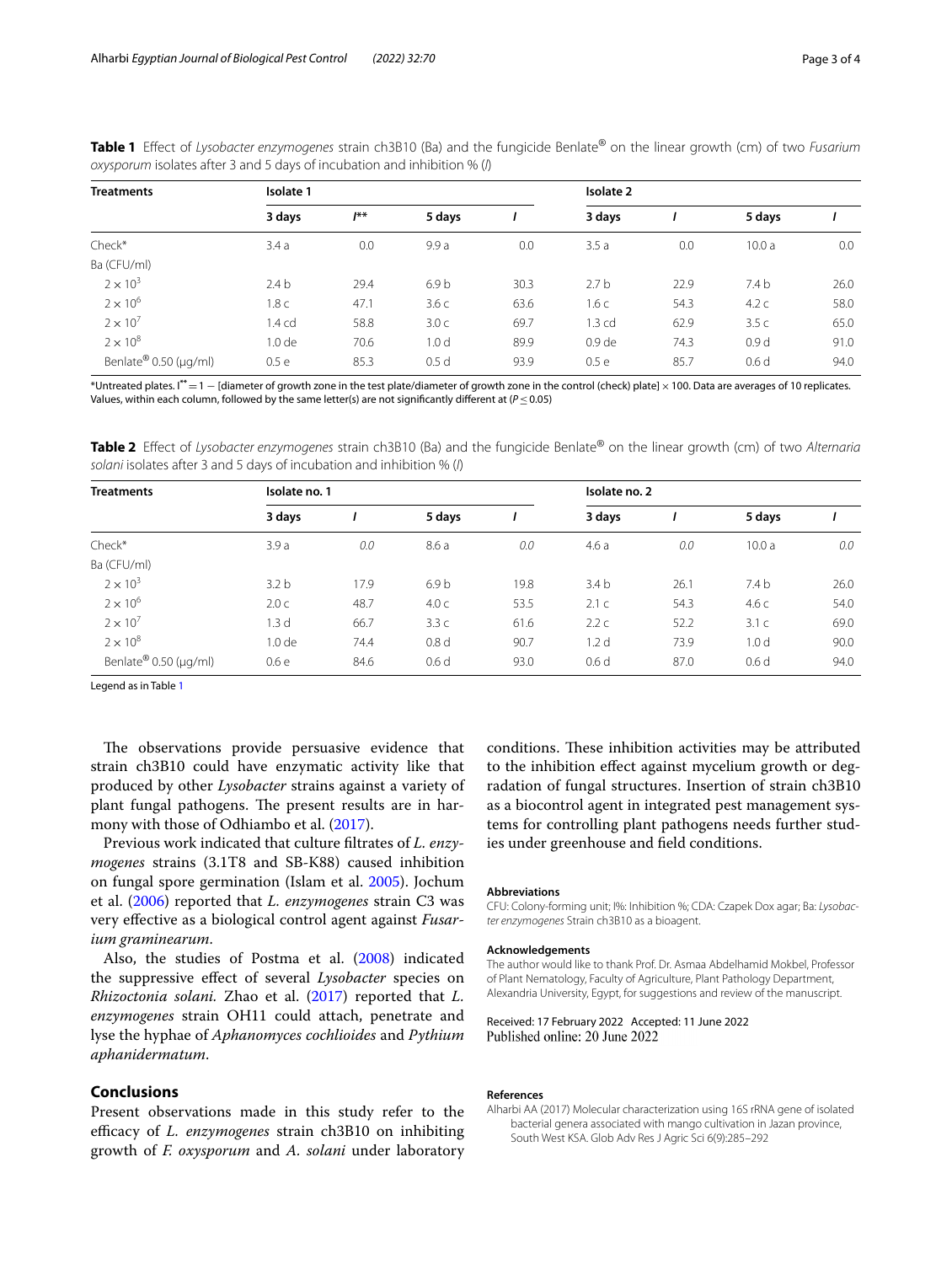**Table 1** Effect of *Lysobacter enzymogenes* strain ch3B10 (Ba) and the fungicide Benlate® on the linear growth (cm) of two *Fusarium oxysporum* isolates after 3 and 5 days of incubation and inhibition % (*I*)

| Treatments | Isolate 1 | | | | Isolate 2 | | | |
|---|---|---|---|---|---|---|---|---|
| | 3 days | *I*** | 5 days | *I* | 3 days | *I* | 5 days | *I* |
| Check* | 3.4 a | 0.0 | 9.9 a | 0.0 | 3.5 a | 0.0 | 10.0 a | 0.0 |
| Ba (CFU/ml) | | | | | | | | |
| $2 \times 10^3$ | 2.4 b | 29.4 | 6.9 b | 30.3 | 2.7 b | 22.9 | 7.4 b | 26.0 |
| $2 \times 10^6$ | 1.8 c | 47.1 | 3.6 c | 63.6 | 1.6 c | 54.3 | 4.2 c | 58.0 |
| $2 \times 10^7$ | 1.4 cd | 58.8 | 3.0 c | 69.7 | 1.3 cd | 62.9 | 3.5 c | 65.0 |
| $2 \times 10^8$ | 1.0 de | 70.6 | 1.0 d | 89.9 | 0.9 de | 74.3 | 0.9 d | 91.0 |
| Benlate® 0.50 (μg/ml) | 0.5 e | 85.3 | 0.5 d | 93.9 | 0.5 e | 85.7 | 0.6 d | 94.0 |

*Untreated plates. I** = 1 − [diameter of growth zone in the test plate/diameter of growth zone in the control (check) plate] × 100. Data are averages of 10 replicates. Values, within each column, followed by the same letter(s) are not significantly different at ($P \leq 0.05$)

**Table 2** Effect of *Lysobacter enzymogenes* strain ch3B10 (Ba) and the fungicide Benlate® on the linear growth (cm) of two *Alternaria solani* isolates after 3 and 5 days of incubation and inhibition % (*I*)

| Treatments | Isolate no. 1 | | | | Isolate no. 2 | | | |
|---|---|---|---|---|---|---|---|---|
| | 3 days | *I* | 5 days | *I* | 3 days | *I* | 5 days | *I* |
| Check* | 3.9 a | *0.0* | 8.6 a | *0.0* | 4.6 a | *0.0* | 10.0 a | *0.0* |
| Ba (CFU/ml) | | | | | | | | |
| $2 \times 10^3$ | 3.2 b | 17.9 | 6.9 b | 19.8 | 3.4 b | 26.1 | 7.4 b | 26.0 |
| $2 \times 10^6$ | 2.0 c | 48.7 | 4.0 c | 53.5 | 2.1 c | 54.3 | 4.6 c | 54.0 |
| $2 \times 10^7$ | 1.3 d | 66.7 | 3.3 c | 61.6 | 2.2 c | 52.2 | 3.1 c | 69.0 |
| $2 \times 10^8$ | 1.0 de | 74.4 | 0.8 d | 90.7 | 1.2 d | 73.9 | 1.0 d | 90.0 |
| Benlate® 0.50 (μg/ml) | 0.6 e | 84.6 | 0.6 d | 93.0 | 0.6 d | 87.0 | 0.6 d | 94.0 |

Legend as in Table 1

The observations provide persuasive evidence that strain ch3B10 could have enzymatic activity like that produced by other *Lysobacter* strains against a variety of plant fungal pathogens. The present results are in harmony with those of Odhiambo et al. (2017).

Previous work indicated that culture filtrates of *L. enzymogenes* strains (3.1T8 and SB-K88) caused inhibition on fungal spore germination (Islam et al. 2005). Jochum et al. (2006) reported that *L. enzymogenes* strain C3 was very effective as a biological control agent against *Fusarium graminearum*.

Also, the studies of Postma et al. (2008) indicated the suppressive effect of several *Lysobacter* species on *Rhizoctonia solani*. Zhao et al. (2017) reported that *L. enzymogenes* strain OH11 could attach, penetrate and lyse the hyphae of *Aphanomyces cochlioides* and *Pythium aphanidermatum*.

## Conclusions

Present observations made in this study refer to the efficacy of *L. enzymogenes* strain ch3B10 on inhibiting growth of *F. oxysporum* and *A. solani* under laboratory conditions. These inhibition activities may be attributed to the inhibition effect against mycelium growth or degradation of fungal structures. Insertion of strain ch3B10 as a biocontrol agent in integrated pest management systems for controlling plant pathogens needs further studies under greenhouse and field conditions.

#### Abbreviations

CFU: Colony-forming unit; I%: Inhibition %; CDA: Czapek Dox agar; Ba: *Lysobacter enzymogenes* Strain ch3B10 as a bioagent.

#### Acknowledgements

The author would like to thank Prof. Dr. Asmaa Abdelhamid Mokbel, Professor of Plant Nematology, Faculty of Agriculture, Plant Pathology Department, Alexandria University, Egypt, for suggestions and review of the manuscript.

Received: 17 February 2022 Accepted: 11 June 2022
Published online: 20 June 2022

#### References

Alharbi AA (2017) Molecular characterization using 16S rRNA gene of isolated bacterial genera associated with mango cultivation in Jazan province, South West KSA. Glob Adv Res J Agric Sci 6(9):285–292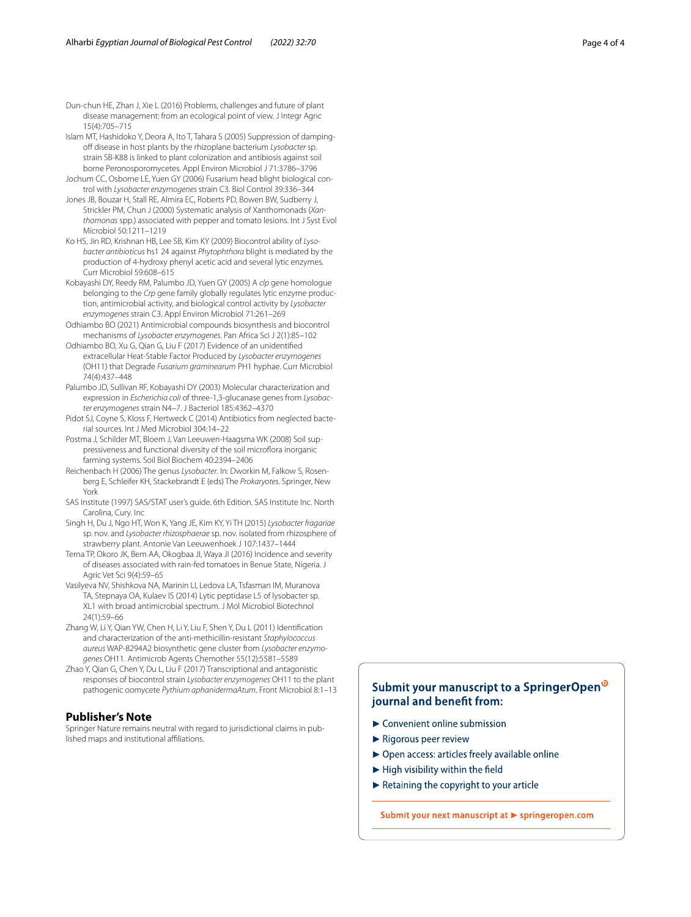Dun-chun HE, Zhan J, Xie L (2016) Problems, challenges and future of plant disease management: from an ecological point of view. J Integr Agric 15(4):705–715

Islam MT, Hashidoko Y, Deora A, Ito T, Tahara S (2005) Suppression of damping-off disease in host plants by the rhizoplane bacterium *Lysobacter* sp. strain SB-K88 is linked to plant colonization and antibiosis against soil borne Peronosporomycetes. Appl Environ Microbiol J 71:3786–3796

Jochum CC, Osborne LE, Yuen GY (2006) Fusarium head blight biological control with *Lysobacter enzymogenes* strain C3. Biol Control 39:336–344

Jones JB, Bouzar H, Stall RE, Almira EC, Roberts PD, Bowen BW, Sudberry J, Strickler PM, Chun J (2000) Systematic analysis of Xanthomonads (*Xanthomonas* spp.) associated with pepper and tomato lesions. Int J Syst Evol Microbiol 50:1211–1219

Ko HS, Jin RD, Krishnan HB, Lee SB, Kim KY (2009) Biocontrol ability of *Lysobacter antibioticus* hs1 24 against *Phytophthora* blight is mediated by the production of 4-hydroxy phenyl acetic acid and several lytic enzymes. Curr Microbiol 59:608–615

Kobayashi DY, Reedy RM, Palumbo JD, Yuen GY (2005) A *clp* gene homologue belonging to the *Crp* gene family globally regulates lytic enzyme production, antimicrobial activity, and biological control activity by *Lysobacter enzymogenes* strain C3. Appl Environ Microbiol 71:261–269

Odhiambo BO (2021) Antimicrobial compounds biosynthesis and biocontrol mechanisms of *Lysobacter enzymogenes*. Pan Africa Sci J 2(1):85–102

Odhiambo BO, Xu G, Qian G, Liu F (2017) Evidence of an unidentified extracellular Heat-Stable Factor Produced by *Lysobacter enzymogenes* (OH11) that Degrade *Fusarium graminearum* PH1 hyphae. Curr Microbiol 74(4):437–448

Palumbo JD, Sullivan RF, Kobayashi DY (2003) Molecular characterization and expression in *Escherichia coli* of three-1,3-glucanase genes from *Lysobacter enzymogenes* strain N4–7. J Bacteriol 185:4362–4370

Pidot SJ, Coyne S, Kloss F, Hertweck C (2014) Antibiotics from neglected bacterial sources. Int J Med Microbiol 304:14–22

Postma J, Schilder MT, Bloem J, Van Leeuwen-Haagsma WK (2008) Soil suppressiveness and functional diversity of the soil microflora inorganic farming systems. Soil Biol Biochem 40:2394–2406

Reichenbach H (2006) The genus *Lysobacter*. In: Dworkin M, Falkow S, Rosenberg E, Schleifer KH, Stackebrandt E (eds) The *Prokaryotes*. Springer, New York

SAS Institute (1997) SAS/STAT user's guide. 6th Edition. SAS Institute Inc. North Carolina, Cury. Inc

Singh H, Du J, Ngo HT, Won K, Yang JE, Kim KY, Yi TH (2015) *Lysobacter fragariae* sp. nov. and *Lysobacter rhizosphaerae* sp. nov. isolated from rhizosphere of strawberry plant. Antonie Van Leeuwenhoek J 107:1437–1444

Terna TP, Okoro JK, Bem AA, Okogbaa JI, Waya JI (2016) Incidence and severity of diseases associated with rain-fed tomatoes in Benue State, Nigeria. J Agric Vet Sci 9(4):59–65

Vasilyeva NV, Shishkova NA, Marinin LI, Ledova LA, Tsfasman IM, Muranova TA, Stepnaya OA, Kulaev IS (2014) Lytic peptidase L5 of lysobacter sp. XL1 with broad antimicrobial spectrum. J Mol Microbiol Biotechnol 24(1):59–66

Zhang W, Li Y, Qian YW, Chen H, Li Y, Liu F, Shen Y, Du L (2011) Identification and characterization of the anti-methicillin-resistant *Staphylococcus aureus* WAP-8294A2 biosynthetic gene cluster from *Lysobacter enzymogenes* OH11. Antimicrob Agents Chemother 55(12):5581–5589

Zhao Y, Qian G, Chen Y, Du L, Liu F (2017) Transcriptional and antagonistic responses of biocontrol strain *Lysobacter enzymogenes* OH11 to the plant pathogenic oomycete *Pythium aphanidermaAtum*. Front Microbiol 8:1–13

## Publisher's Note

Springer Nature remains neutral with regard to jurisdictional claims in published maps and institutional affiliations.

**Submit your manuscript to a SpringerOpen journal and benefit from:**

- ► Convenient online submission
- ► Rigorous peer review
- ► Open access: articles freely available online
- ► High visibility within the field
- ► Retaining the copyright to your article

**Submit your next manuscript at ► springeropen.com**